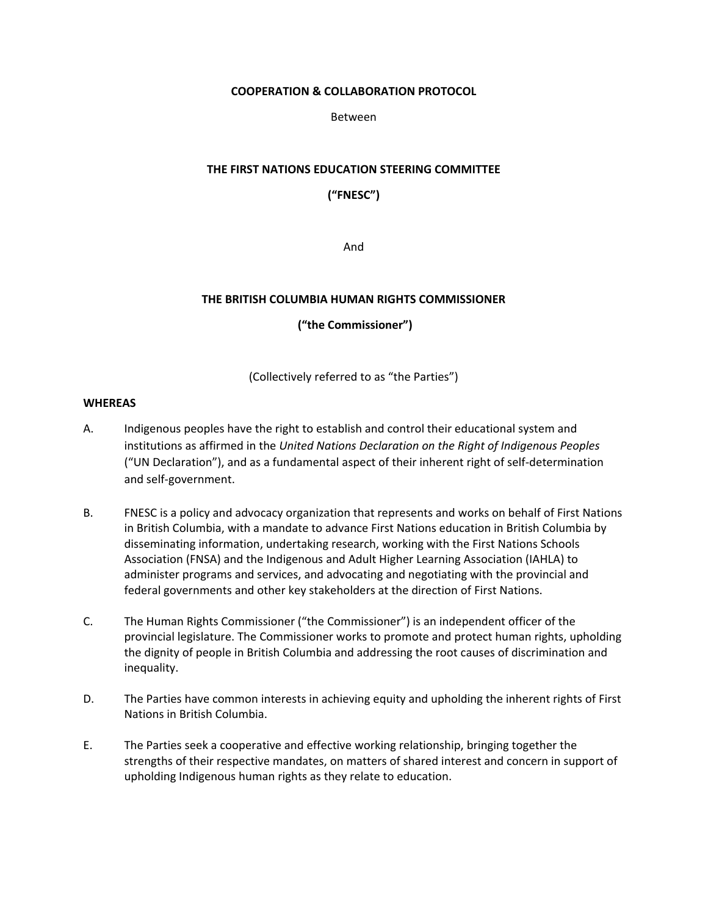**COOPERATION & COLLABORATION PROTOCOL**

Between

**THE FIRST NATIONS EDUCATION STEERING COMMITTEE**

**("FNESC")**

And

**THE BRITISH COLUMBIA HUMAN RIGHTS COMMISSIONER**

**("the Commissioner")**

(Collectively referred to as "the Parties")

**WHEREAS**

A. Indigenous peoples have the right to establish and control their educational system and institutions as affirmed in the *United Nations Declaration on the Right of Indigenous Peoples* ("UN Declaration"), and as a fundamental aspect of their inherent right of self-determination and self-government.

B. FNESC is a policy and advocacy organization that represents and works on behalf of First Nations in British Columbia, with a mandate to advance First Nations education in British Columbia by disseminating information, undertaking research, working with the First Nations Schools Association (FNSA) and the Indigenous and Adult Higher Learning Association (IAHLA) to administer programs and services, and advocating and negotiating with the provincial and federal governments and other key stakeholders at the direction of First Nations.

C. The Human Rights Commissioner ("the Commissioner") is an independent officer of the provincial legislature. The Commissioner works to promote and protect human rights, upholding the dignity of people in British Columbia and addressing the root causes of discrimination and inequality.

D. The Parties have common interests in achieving equity and upholding the inherent rights of First Nations in British Columbia.

E. The Parties seek a cooperative and effective working relationship, bringing together the strengths of their respective mandates, on matters of shared interest and concern in support of upholding Indigenous human rights as they relate to education.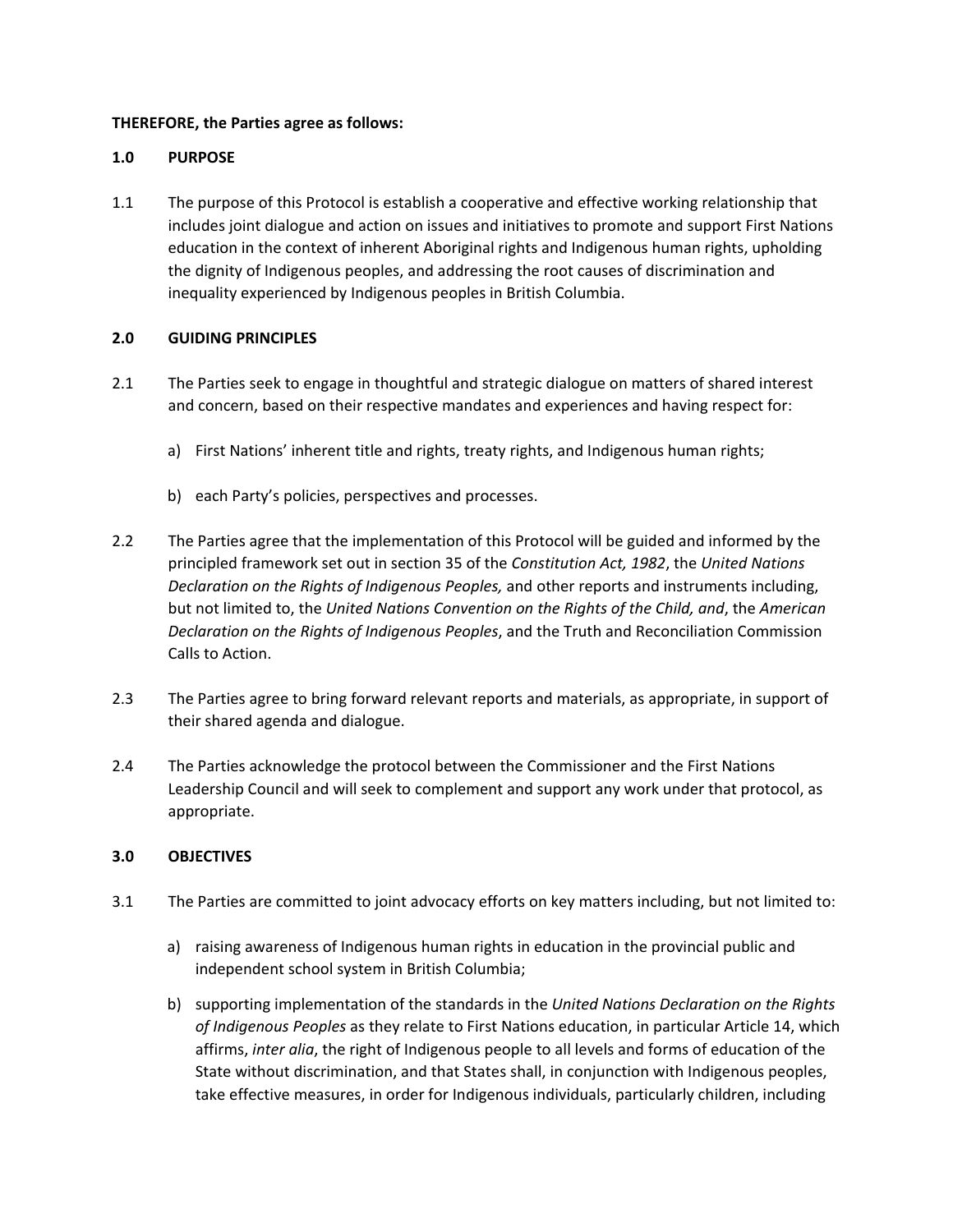**THEREFORE, the Parties agree as follows:**

**1.0 PURPOSE**

1.1 The purpose of this Protocol is establish a cooperative and effective working relationship that includes joint dialogue and action on issues and initiatives to promote and support First Nations education in the context of inherent Aboriginal rights and Indigenous human rights, upholding the dignity of Indigenous peoples, and addressing the root causes of discrimination and inequality experienced by Indigenous peoples in British Columbia.

**2.0 GUIDING PRINCIPLES**

2.1 The Parties seek to engage in thoughtful and strategic dialogue on matters of shared interest and concern, based on their respective mandates and experiences and having respect for:

a) First Nations' inherent title and rights, treaty rights, and Indigenous human rights;

b) each Party's policies, perspectives and processes.

2.2 The Parties agree that the implementation of this Protocol will be guided and informed by the principled framework set out in section 35 of the *Constitution Act, 1982*, the *United Nations Declaration on the Rights of Indigenous Peoples,* and other reports and instruments including, but not limited to, the *United Nations Convention on the Rights of the Child, and*, the *American Declaration on the Rights of Indigenous Peoples*, and the Truth and Reconciliation Commission Calls to Action.

2.3 The Parties agree to bring forward relevant reports and materials, as appropriate, in support of their shared agenda and dialogue.

2.4 The Parties acknowledge the protocol between the Commissioner and the First Nations Leadership Council and will seek to complement and support any work under that protocol, as appropriate.

**3.0 OBJECTIVES**

3.1 The Parties are committed to joint advocacy efforts on key matters including, but not limited to:

a) raising awareness of Indigenous human rights in education in the provincial public and independent school system in British Columbia;

b) supporting implementation of the standards in the *United Nations Declaration on the Rights of Indigenous Peoples* as they relate to First Nations education, in particular Article 14, which affirms, *inter alia*, the right of Indigenous people to all levels and forms of education of the State without discrimination, and that States shall, in conjunction with Indigenous peoples, take effective measures, in order for Indigenous individuals, particularly children, including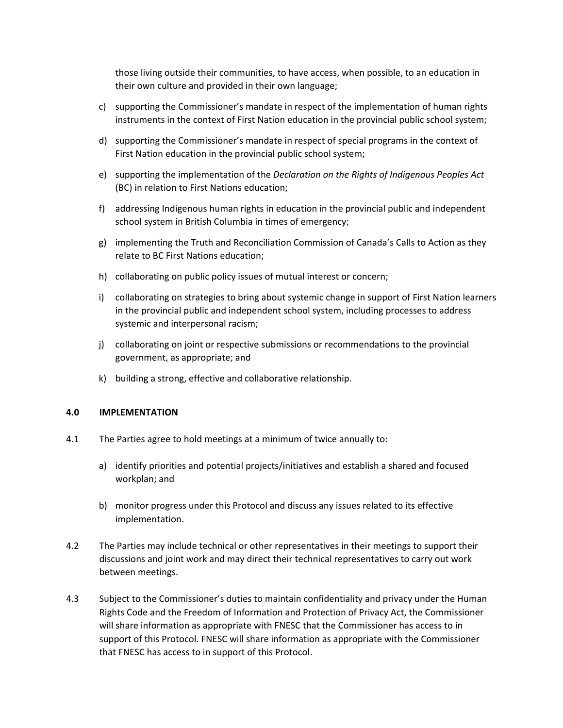those living outside their communities, to have access, when possible, to an education in their own culture and provided in their own language;

c) supporting the Commissioner's mandate in respect of the implementation of human rights instruments in the context of First Nation education in the provincial public school system;

d) supporting the Commissioner's mandate in respect of special programs in the context of First Nation education in the provincial public school system;

e) supporting the implementation of the *Declaration on the Rights of Indigenous Peoples Act* (BC) in relation to First Nations education;

f) addressing Indigenous human rights in education in the provincial public and independent school system in British Columbia in times of emergency;

g) implementing the Truth and Reconciliation Commission of Canada's Calls to Action as they relate to BC First Nations education;

h) collaborating on public policy issues of mutual interest or concern;

i) collaborating on strategies to bring about systemic change in support of First Nation learners in the provincial public and independent school system, including processes to address systemic and interpersonal racism;

j) collaborating on joint or respective submissions or recommendations to the provincial government, as appropriate; and

k) building a strong, effective and collaborative relationship.

## 4.0 IMPLEMENTATION

4.1 The Parties agree to hold meetings at a minimum of twice annually to:

a) identify priorities and potential projects/initiatives and establish a shared and focused workplan; and

b) monitor progress under this Protocol and discuss any issues related to its effective implementation.

4.2 The Parties may include technical or other representatives in their meetings to support their discussions and joint work and may direct their technical representatives to carry out work between meetings.

4.3 Subject to the Commissioner's duties to maintain confidentiality and privacy under the Human Rights Code and the Freedom of Information and Protection of Privacy Act, the Commissioner will share information as appropriate with FNESC that the Commissioner has access to in support of this Protocol. FNESC will share information as appropriate with the Commissioner that FNESC has access to in support of this Protocol.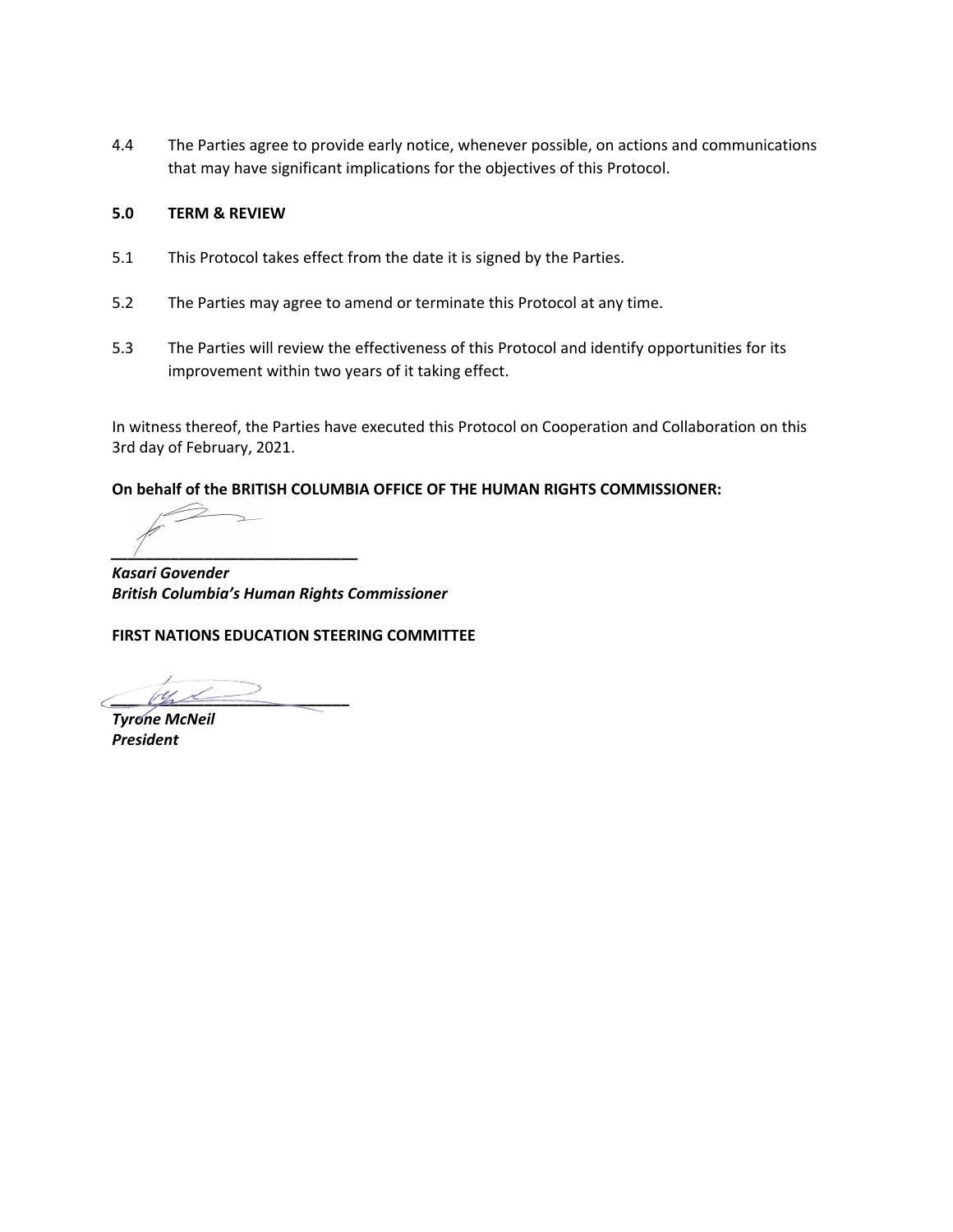4.4 The Parties agree to provide early notice, whenever possible, on actions and communications that may have significant implications for the objectives of this Protocol.

**5.0 TERM & REVIEW**

5.1 This Protocol takes effect from the date it is signed by the Parties.

5.2 The Parties may agree to amend or terminate this Protocol at any time.

5.3 The Parties will review the effectiveness of this Protocol and identify opportunities for its improvement within two years of it taking effect.

In witness thereof, the Parties have executed this Protocol on Cooperation and Collaboration on this 3rd day of February, 2021.

**On behalf of the BRITISH COLUMBIA OFFICE OF THE HUMAN RIGHTS COMMISSIONER:**

______________________________

***Kasari Govender***
***British Columbia's Human Rights Commissioner***

**FIRST NATIONS EDUCATION STEERING COMMITTEE**

______________________________

***Tyrone McNeil***
***President***